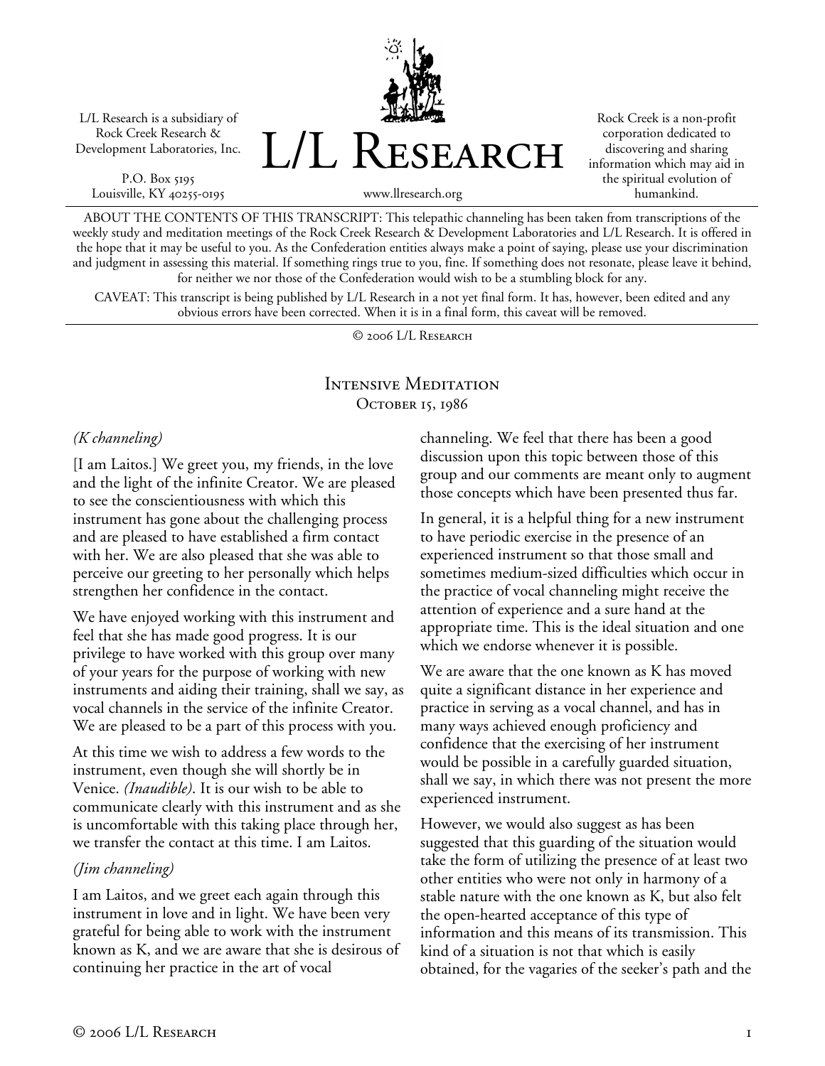L/L Research is a subsidiary of Rock Creek Research & Development Laboratories, Inc.

P.O. Box 5195
Louisville, KY 40255-0195

# L/L Research

www.llresearch.org

Rock Creek is a non-profit corporation dedicated to discovering and sharing information which may aid in the spiritual evolution of humankind.

ABOUT THE CONTENTS OF THIS TRANSCRIPT: This telepathic channeling has been taken from transcriptions of the weekly study and meditation meetings of the Rock Creek Research & Development Laboratories and L/L Research. It is offered in the hope that it may be useful to you. As the Confederation entities always make a point of saying, please use your discrimination and judgment in assessing this material. If something rings true to you, fine. If something does not resonate, please leave it behind, for neither we nor those of the Confederation would wish to be a stumbling block for any.

CAVEAT: This transcript is being published by L/L Research in a not yet final form. It has, however, been edited and any obvious errors have been corrected. When it is in a final form, this caveat will be removed.

© 2006 L/L Research

## Intensive Meditation
## October 15, 1986

*(K channeling)*

[I am Laitos.] We greet you, my friends, in the love and the light of the infinite Creator. We are pleased to see the conscientiousness with which this instrument has gone about the challenging process and are pleased to have established a firm contact with her. We are also pleased that she was able to perceive our greeting to her personally which helps strengthen her confidence in the contact.

We have enjoyed working with this instrument and feel that she has made good progress. It is our privilege to have worked with this group over many of your years for the purpose of working with new instruments and aiding their training, shall we say, as vocal channels in the service of the infinite Creator. We are pleased to be a part of this process with you.

At this time we wish to address a few words to the instrument, even though she will shortly be in Venice. *(Inaudible)*. It is our wish to be able to communicate clearly with this instrument and as she is uncomfortable with this taking place through her, we transfer the contact at this time. I am Laitos.

*(Jim channeling)*

I am Laitos, and we greet each again through this instrument in love and in light. We have been very grateful for being able to work with the instrument known as K, and we are aware that she is desirous of continuing her practice in the art of vocal channeling. We feel that there has been a good discussion upon this topic between those of this group and our comments are meant only to augment those concepts which have been presented thus far.

In general, it is a helpful thing for a new instrument to have periodic exercise in the presence of an experienced instrument so that those small and sometimes medium-sized difficulties which occur in the practice of vocal channeling might receive the attention of experience and a sure hand at the appropriate time. This is the ideal situation and one which we endorse whenever it is possible.

We are aware that the one known as K has moved quite a significant distance in her experience and practice in serving as a vocal channel, and has in many ways achieved enough proficiency and confidence that the exercising of her instrument would be possible in a carefully guarded situation, shall we say, in which there was not present the more experienced instrument.

However, we would also suggest as has been suggested that this guarding of the situation would take the form of utilizing the presence of at least two other entities who were not only in harmony of a stable nature with the one known as K, but also felt the open-hearted acceptance of this type of information and this means of its transmission. This kind of a situation is not that which is easily obtained, for the vagaries of the seeker's path and the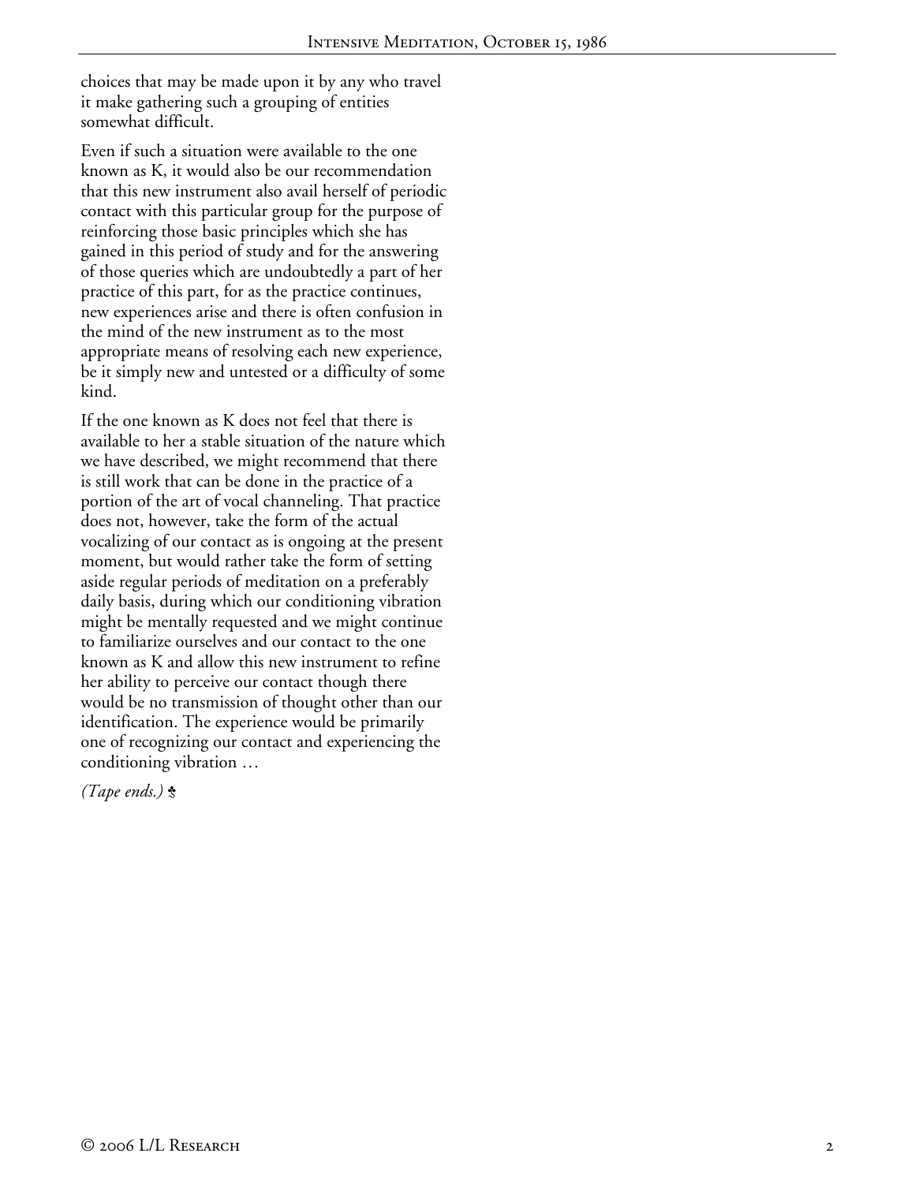choices that may be made upon it by any who travel it make gathering such a grouping of entities somewhat difficult.

Even if such a situation were available to the one known as K, it would also be our recommendation that this new instrument also avail herself of periodic contact with this particular group for the purpose of reinforcing those basic principles which she has gained in this period of study and for the answering of those queries which are undoubtedly a part of her practice of this part, for as the practice continues, new experiences arise and there is often confusion in the mind of the new instrument as to the most appropriate means of resolving each new experience, be it simply new and untested or a difficulty of some kind.

If the one known as K does not feel that there is available to her a stable situation of the nature which we have described, we might recommend that there is still work that can be done in the practice of a portion of the art of vocal channeling. That practice does not, however, take the form of the actual vocalizing of our contact as is ongoing at the present moment, but would rather take the form of setting aside regular periods of meditation on a preferably daily basis, during which our conditioning vibration might be mentally requested and we might continue to familiarize ourselves and our contact to the one known as K and allow this new instrument to refine her ability to perceive our contact though there would be no transmission of thought other than our identification. The experience would be primarily one of recognizing our contact and experiencing the conditioning vibration …

*(Tape ends.)*